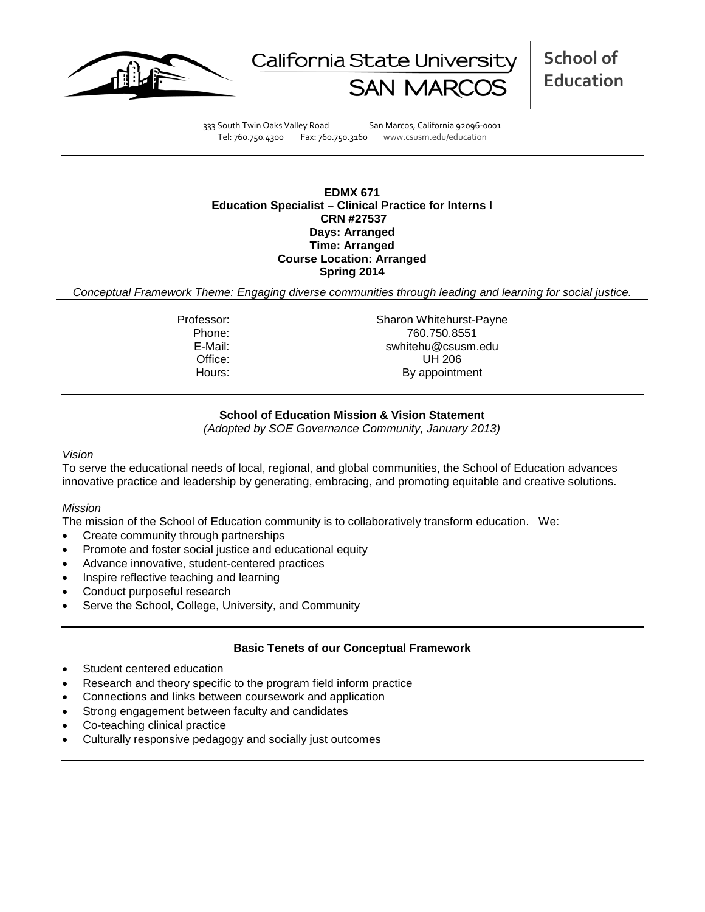California State University SAN MARCOS

**School of Education**

333 South Twin Oaks Valley Road San Marcos, California 92096-0001
Tel: 760.750.4300 Fax: 760.750.3160 www.csusm.edu/education

---

**EDMX 671**
**Education Specialist – Clinical Practice for Interns I**
**CRN #27537**
**Days: Arranged**
**Time: Arranged**
**Course Location: Arranged**
**Spring 2014**

*Conceptual Framework Theme: Engaging diverse communities through leading and learning for social justice.*

| | |
|---|---|
| Professor: | Sharon Whitehurst-Payne |
| Phone: | 760.750.8551 |
| E-Mail: | swhitehu@csusm.edu |
| Office: | UH 206 |
| Hours: | By appointment |

---

## School of Education Mission & Vision Statement

*(Adopted by SOE Governance Community, January 2013)*

*Vision*

To serve the educational needs of local, regional, and global communities, the School of Education advances innovative practice and leadership by generating, embracing, and promoting equitable and creative solutions.

*Mission*

The mission of the School of Education community is to collaboratively transform education. We:

- Create community through partnerships
- Promote and foster social justice and educational equity
- Advance innovative, student-centered practices
- Inspire reflective teaching and learning
- Conduct purposeful research
- Serve the School, College, University, and Community

---

## Basic Tenets of our Conceptual Framework

- Student centered education
- Research and theory specific to the program field inform practice
- Connections and links between coursework and application
- Strong engagement between faculty and candidates
- Co-teaching clinical practice
- Culturally responsive pedagogy and socially just outcomes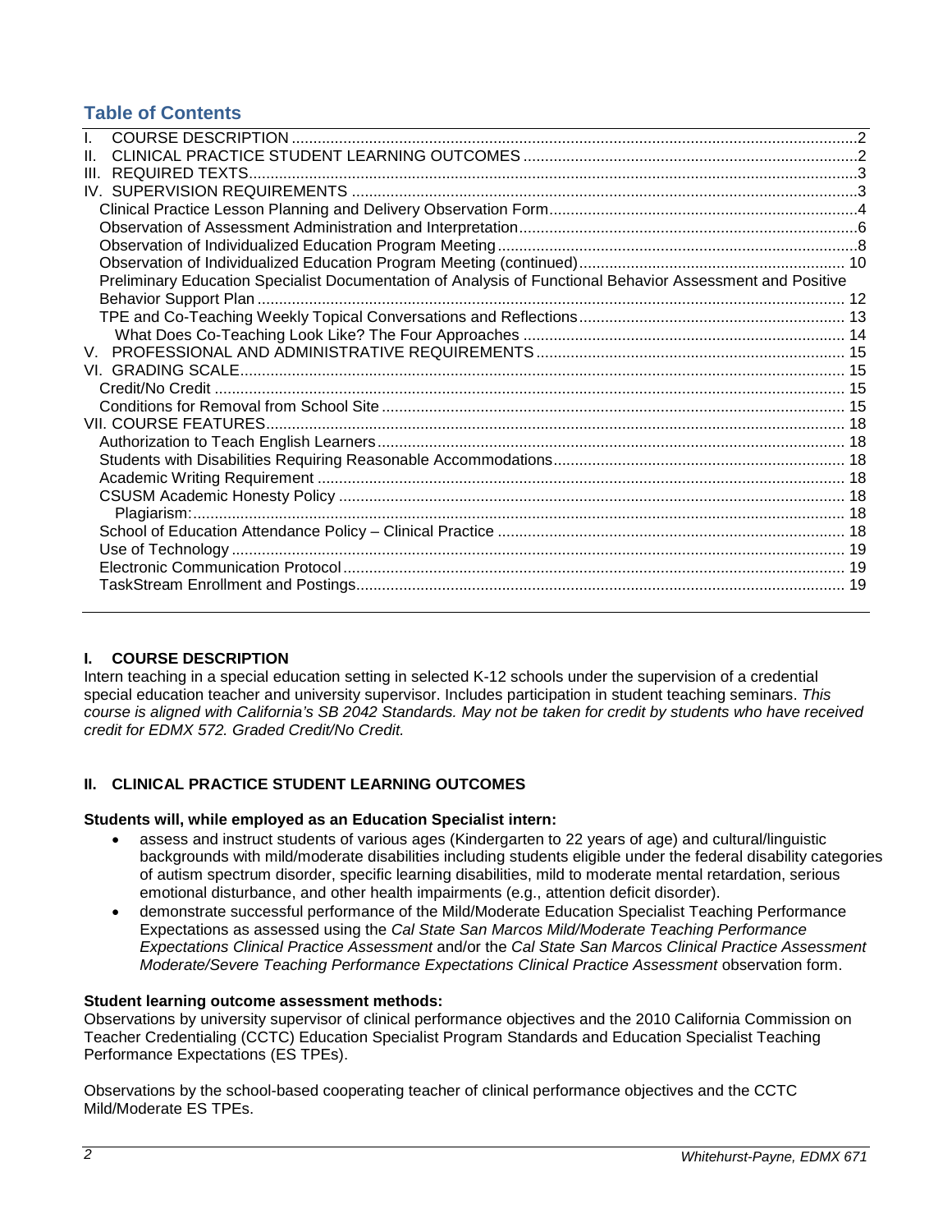## Table of Contents

I. COURSE DESCRIPTION ... 2
II. CLINICAL PRACTICE STUDENT LEARNING OUTCOMES ... 2
III. REQUIRED TEXTS ... 3
IV. SUPERVISION REQUIREMENTS ... 3
- Clinical Practice Lesson Planning and Delivery Observation Form ... 4
- Observation of Assessment Administration and Interpretation ... 6
- Observation of Individualized Education Program Meeting ... 8
- Observation of Individualized Education Program Meeting (continued) ... 10
- Preliminary Education Specialist Documentation of Analysis of Functional Behavior Assessment and Positive Behavior Support Plan ... 12
- TPE and Co-Teaching Weekly Topical Conversations and Reflections ... 13
  - What Does Co-Teaching Look Like? The Four Approaches ... 14

V. PROFESSIONAL AND ADMINISTRATIVE REQUIREMENTS ... 15
VI. GRADING SCALE ... 15
- Credit/No Credit ... 15
- Conditions for Removal from School Site ... 15

VII. COURSE FEATURES ... 18
- Authorization to Teach English Learners ... 18
- Students with Disabilities Requiring Reasonable Accommodations ... 18
- Academic Writing Requirement ... 18
- CSUSM Academic Honesty Policy ... 18
  - Plagiarism: ... 18
- School of Education Attendance Policy – Clinical Practice ... 18
- Use of Technology ... 19
- Electronic Communication Protocol ... 19
- TaskStream Enrollment and Postings ... 19

## I. COURSE DESCRIPTION

Intern teaching in a special education setting in selected K-12 schools under the supervision of a credential special education teacher and university supervisor. Includes participation in student teaching seminars. *This course is aligned with California's SB 2042 Standards. May not be taken for credit by students who have received credit for EDMX 572. Graded Credit/No Credit.*

## II. CLINICAL PRACTICE STUDENT LEARNING OUTCOMES

**Students will, while employed as an Education Specialist intern:**

- assess and instruct students of various ages (Kindergarten to 22 years of age) and cultural/linguistic backgrounds with mild/moderate disabilities including students eligible under the federal disability categories of autism spectrum disorder, specific learning disabilities, mild to moderate mental retardation, serious emotional disturbance, and other health impairments (e.g., attention deficit disorder).
- demonstrate successful performance of the Mild/Moderate Education Specialist Teaching Performance Expectations as assessed using the *Cal State San Marcos Mild/Moderate Teaching Performance Expectations Clinical Practice Assessment* and/or the *Cal State San Marcos Clinical Practice Assessment Moderate/Severe Teaching Performance Expectations Clinical Practice Assessment* observation form.

**Student learning outcome assessment methods:**

Observations by university supervisor of clinical performance objectives and the 2010 California Commission on Teacher Credentialing (CCTC) Education Specialist Program Standards and Education Specialist Teaching Performance Expectations (ES TPEs).

Observations by the school-based cooperating teacher of clinical performance objectives and the CCTC Mild/Moderate ES TPEs.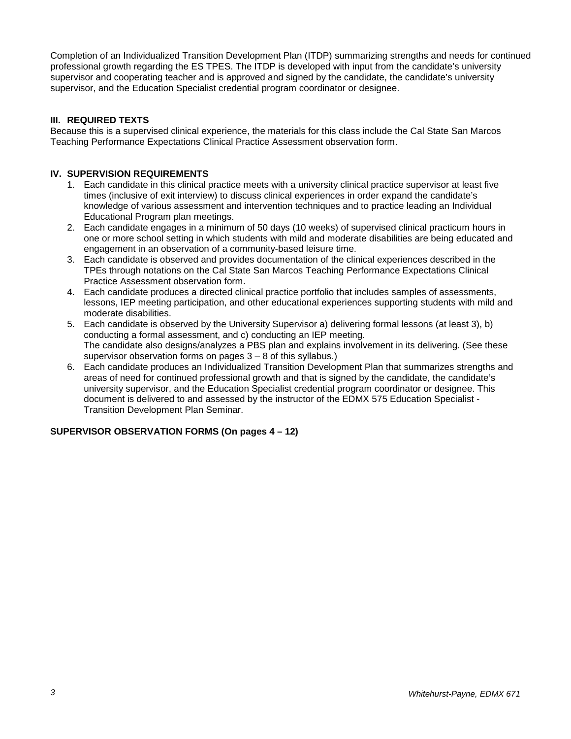Completion of an Individualized Transition Development Plan (ITDP) summarizing strengths and needs for continued professional growth regarding the ES TPES. The ITDP is developed with input from the candidate's university supervisor and cooperating teacher and is approved and signed by the candidate, the candidate's university supervisor, and the Education Specialist credential program coordinator or designee.

### III. REQUIRED TEXTS

Because this is a supervised clinical experience, the materials for this class include the Cal State San Marcos Teaching Performance Expectations Clinical Practice Assessment observation form.

### IV. SUPERVISION REQUIREMENTS

1. Each candidate in this clinical practice meets with a university clinical practice supervisor at least five times (inclusive of exit interview) to discuss clinical experiences in order expand the candidate's knowledge of various assessment and intervention techniques and to practice leading an Individual Educational Program plan meetings.
2. Each candidate engages in a minimum of 50 days (10 weeks) of supervised clinical practicum hours in one or more school setting in which students with mild and moderate disabilities are being educated and engagement in an observation of a community-based leisure time.
3. Each candidate is observed and provides documentation of the clinical experiences described in the TPEs through notations on the Cal State San Marcos Teaching Performance Expectations Clinical Practice Assessment observation form.
4. Each candidate produces a directed clinical practice portfolio that includes samples of assessments, lessons, IEP meeting participation, and other educational experiences supporting students with mild and moderate disabilities.
5. Each candidate is observed by the University Supervisor a) delivering formal lessons (at least 3), b) conducting a formal assessment, and c) conducting an IEP meeting.
   The candidate also designs/analyzes a PBS plan and explains involvement in its delivering. (See these supervisor observation forms on pages 3 – 8 of this syllabus.)
6. Each candidate produces an Individualized Transition Development Plan that summarizes strengths and areas of need for continued professional growth and that is signed by the candidate, the candidate's university supervisor, and the Education Specialist credential program coordinator or designee. This document is delivered to and assessed by the instructor of the EDMX 575 Education Specialist - Transition Development Plan Seminar.

**SUPERVISOR OBSERVATION FORMS (On pages 4 – 12)**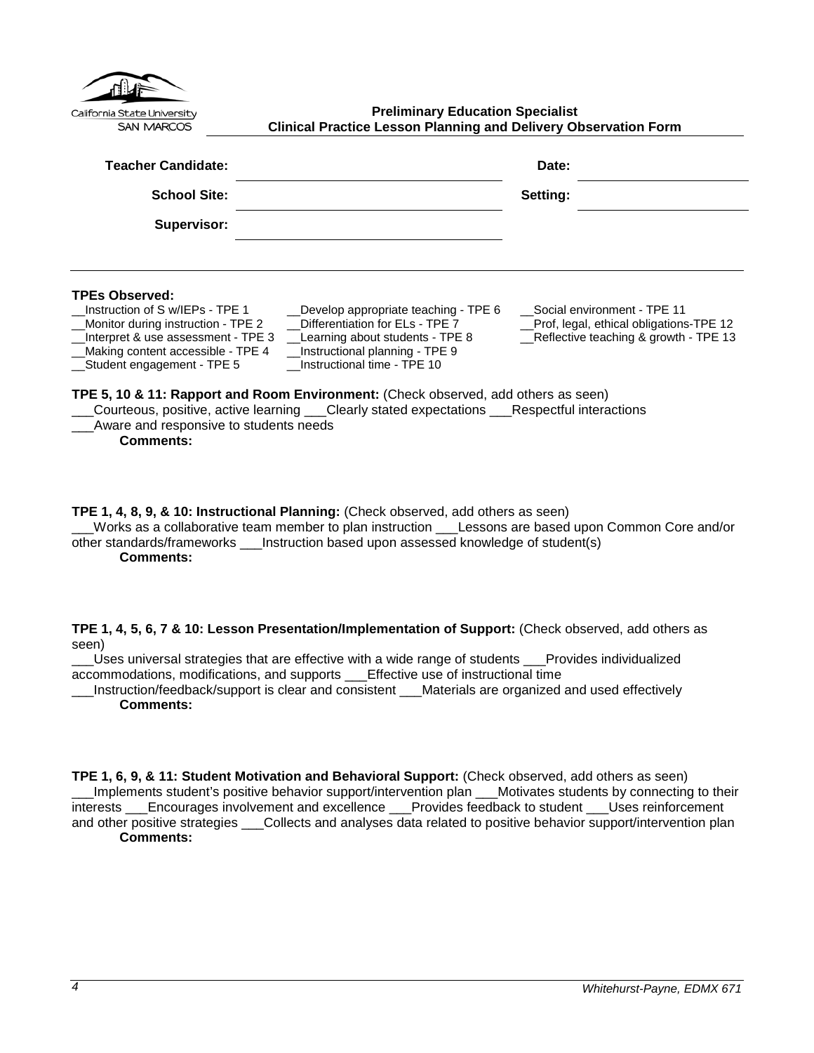California State University SAN MARCOS

**Preliminary Education Specialist**
**Clinical Practice Lesson Planning and Delivery Observation Form**

| | | | |
|---|---|---|---|
| **Teacher Candidate:** | | **Date:** | |
| **School Site:** | | **Setting:** | |
| **Supervisor:** | | | |

**TPEs Observed:**

__Instruction of S w/IEPs - TPE 1
__Monitor during instruction - TPE 2
__Interpret & use assessment - TPE 3
__Making content accessible - TPE 4
__Student engagement - TPE 5
__Develop appropriate teaching - TPE 6
__Differentiation for ELs - TPE 7
__Learning about students - TPE 8
__Instructional planning - TPE 9
__Instructional time - TPE 10
__Social environment - TPE 11
__Prof, legal, ethical obligations-TPE 12
__Reflective teaching & growth - TPE 13

**TPE 5, 10 & 11: Rapport and Room Environment:** (Check observed, add others as seen)
___Courteous, positive, active learning ___Clearly stated expectations ___Respectful interactions
___Aware and responsive to students needs

**Comments:**

**TPE 1, 4, 8, 9, & 10: Instructional Planning:** (Check observed, add others as seen)
___Works as a collaborative team member to plan instruction ___Lessons are based upon Common Core and/or other standards/frameworks ___Instruction based upon assessed knowledge of student(s)

**Comments:**

**TPE 1, 4, 5, 6, 7 & 10: Lesson Presentation/Implementation of Support:** (Check observed, add others as seen)
___Uses universal strategies that are effective with a wide range of students ___Provides individualized accommodations, modifications, and supports ___Effective use of instructional time
___Instruction/feedback/support is clear and consistent ___Materials are organized and used effectively

**Comments:**

**TPE 1, 6, 9, & 11: Student Motivation and Behavioral Support:** (Check observed, add others as seen)
___Implements student's positive behavior support/intervention plan ___Motivates students by connecting to their interests ___Encourages involvement and excellence ___Provides feedback to student ___Uses reinforcement and other positive strategies ___Collects and analyses data related to positive behavior support/intervention plan

**Comments:**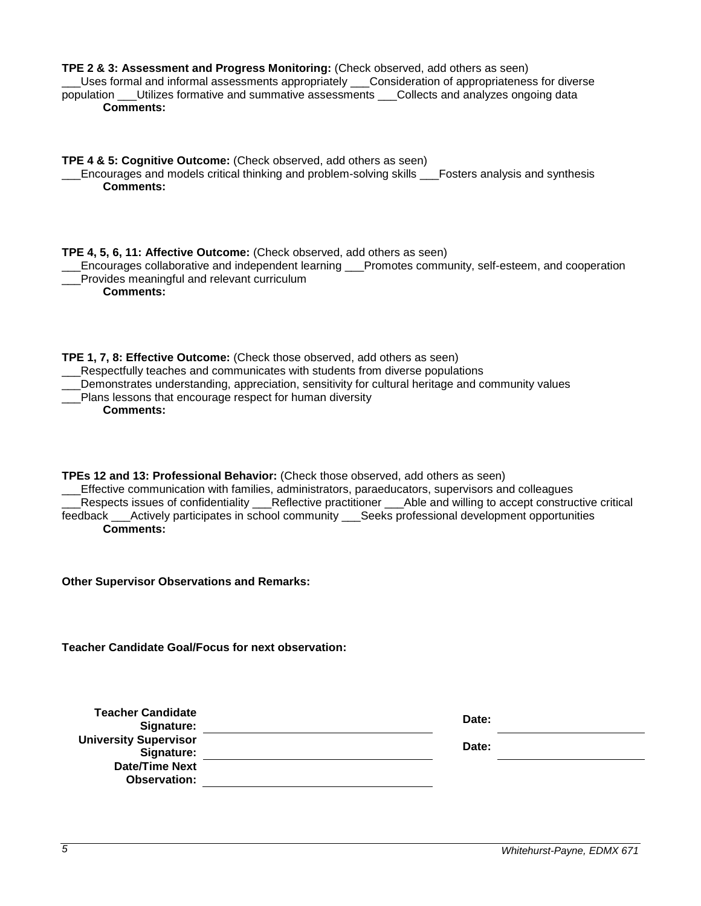**TPE 2 & 3: Assessment and Progress Monitoring:** (Check observed, add others as seen)
___Uses formal and informal assessments appropriately ___Consideration of appropriateness for diverse population ___Utilizes formative and summative assessments ___Collects and analyzes ongoing data

**Comments:**

**TPE 4 & 5: Cognitive Outcome:** (Check observed, add others as seen)
___Encourages and models critical thinking and problem-solving skills ___Fosters analysis and synthesis

**Comments:**

**TPE 4, 5, 6, 11: Affective Outcome:** (Check observed, add others as seen)
___Encourages collaborative and independent learning ___Promotes community, self-esteem, and cooperation
___Provides meaningful and relevant curriculum

**Comments:**

**TPE 1, 7, 8: Effective Outcome:** (Check those observed, add others as seen)
___Respectfully teaches and communicates with students from diverse populations
___Demonstrates understanding, appreciation, sensitivity for cultural heritage and community values
___Plans lessons that encourage respect for human diversity

**Comments:**

**TPEs 12 and 13: Professional Behavior:** (Check those observed, add others as seen)
___Effective communication with families, administrators, paraeducators, supervisors and colleagues
___Respects issues of confidentiality ___Reflective practitioner ___Able and willing to accept constructive critical feedback ___Actively participates in school community ___Seeks professional development opportunities

**Comments:**

**Other Supervisor Observations and Remarks:**

**Teacher Candidate Goal/Focus for next observation:**

| | | | |
|---|---|---|---|
| **Teacher Candidate Signature:** | | **Date:** | |
| **University Supervisor Signature:** | | **Date:** | |
| **Date/Time Next Observation:** | | | |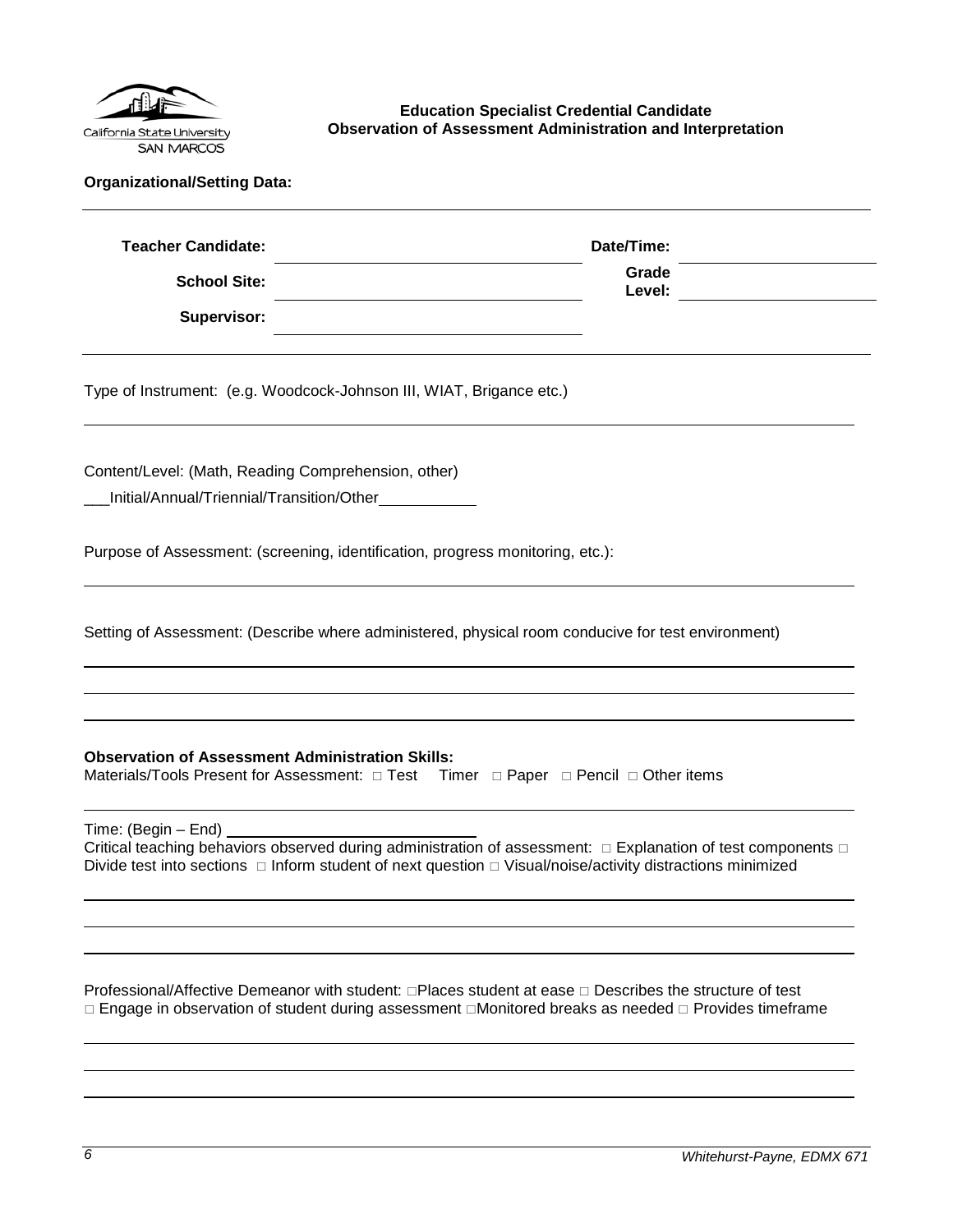**Education Specialist Credential Candidate**
**Observation of Assessment Administration and Interpretation**

**Organizational/Setting Data:**

---

| | | | |
|---|---|---|---|
| **Teacher Candidate:** | | **Date/Time:** | |
| **School Site:** | | **Grade Level:** | |
| **Supervisor:** | | | |

---

Type of Instrument: (e.g. Woodcock-Johnson III, WIAT, Brigance etc.)

---

Content/Level: (Math, Reading Comprehension, other)

___Initial/Annual/Triennial/Transition/Other___________

Purpose of Assessment: (screening, identification, progress monitoring, etc.):

---

Setting of Assessment: (Describe where administered, physical room conducive for test environment)

---

---

---

**Observation of Assessment Administration Skills:**

Materials/Tools Present for Assessment: □ Test Timer □ Paper □ Pencil □ Other items

---

Time: (Begin – End) ___________________________

Critical teaching behaviors observed during administration of assessment: □ Explanation of test components □ Divide test into sections □ Inform student of next question □ Visual/noise/activity distractions minimized

---

---

---

Professional/Affective Demeanor with student: □Places student at ease □ Describes the structure of test □ Engage in observation of student during assessment □Monitored breaks as needed □ Provides timeframe

---

---

---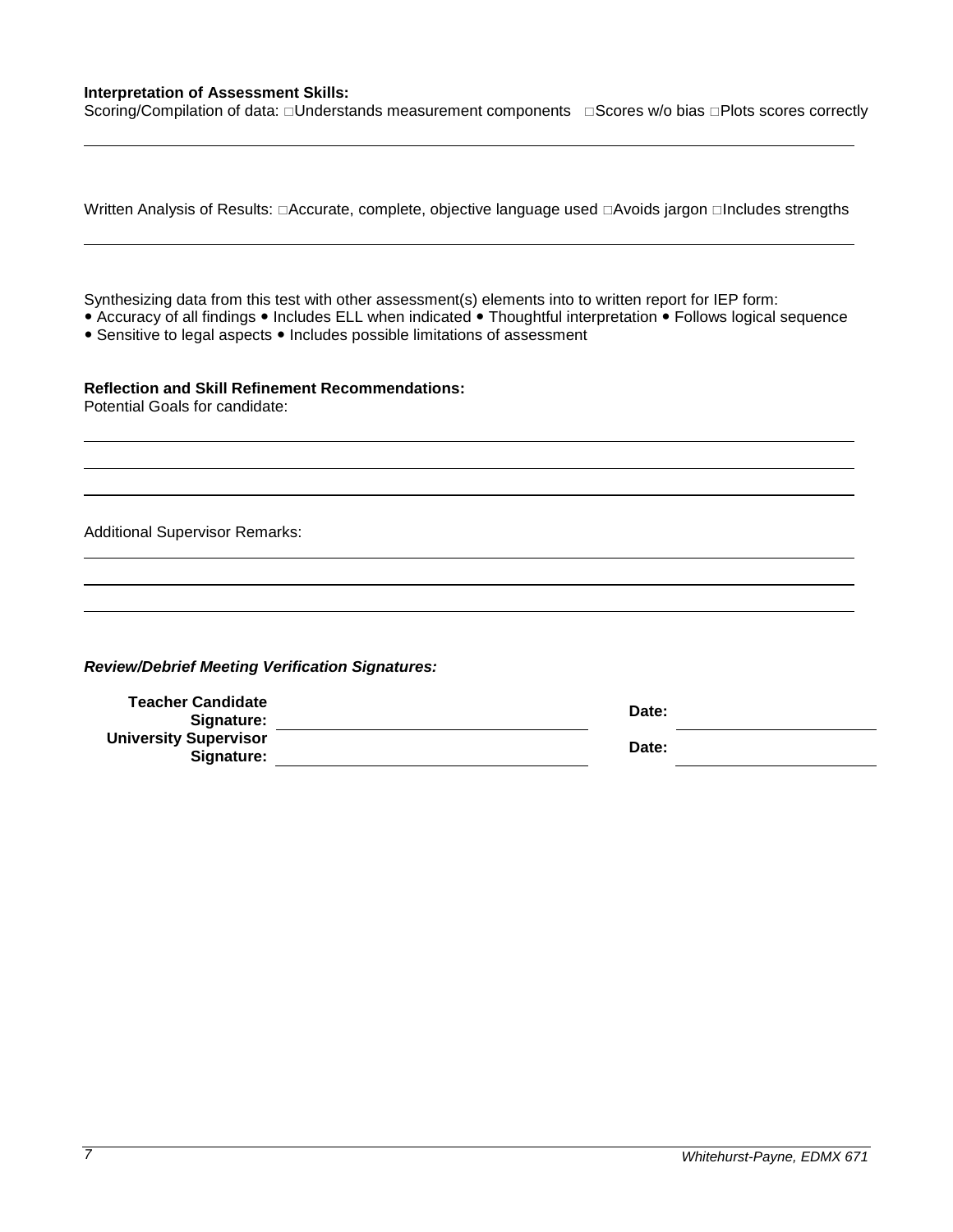**Interpretation of Assessment Skills:**

Scoring/Compilation of data: □Understands measurement components □Scores w/o bias □Plots scores correctly

---

Written Analysis of Results: □Accurate, complete, objective language used □Avoids jargon □Includes strengths

---

Synthesizing data from this test with other assessment(s) elements into to written report for IEP form:

• Accuracy of all findings • Includes ELL when indicated • Thoughtful interpretation • Follows logical sequence
• Sensitive to legal aspects • Includes possible limitations of assessment

**Reflection and Skill Refinement Recommendations:**

Potential Goals for candidate:

---

---

---

Additional Supervisor Remarks:

---

---

---

***Review/Debrief Meeting Verification Signatures:***

| | | | |
|---|---|---|---|
| **Teacher Candidate Signature:** | ______________________ | **Date:** | ______________ |
| **University Supervisor Signature:** | ______________________ | **Date:** | ______________ |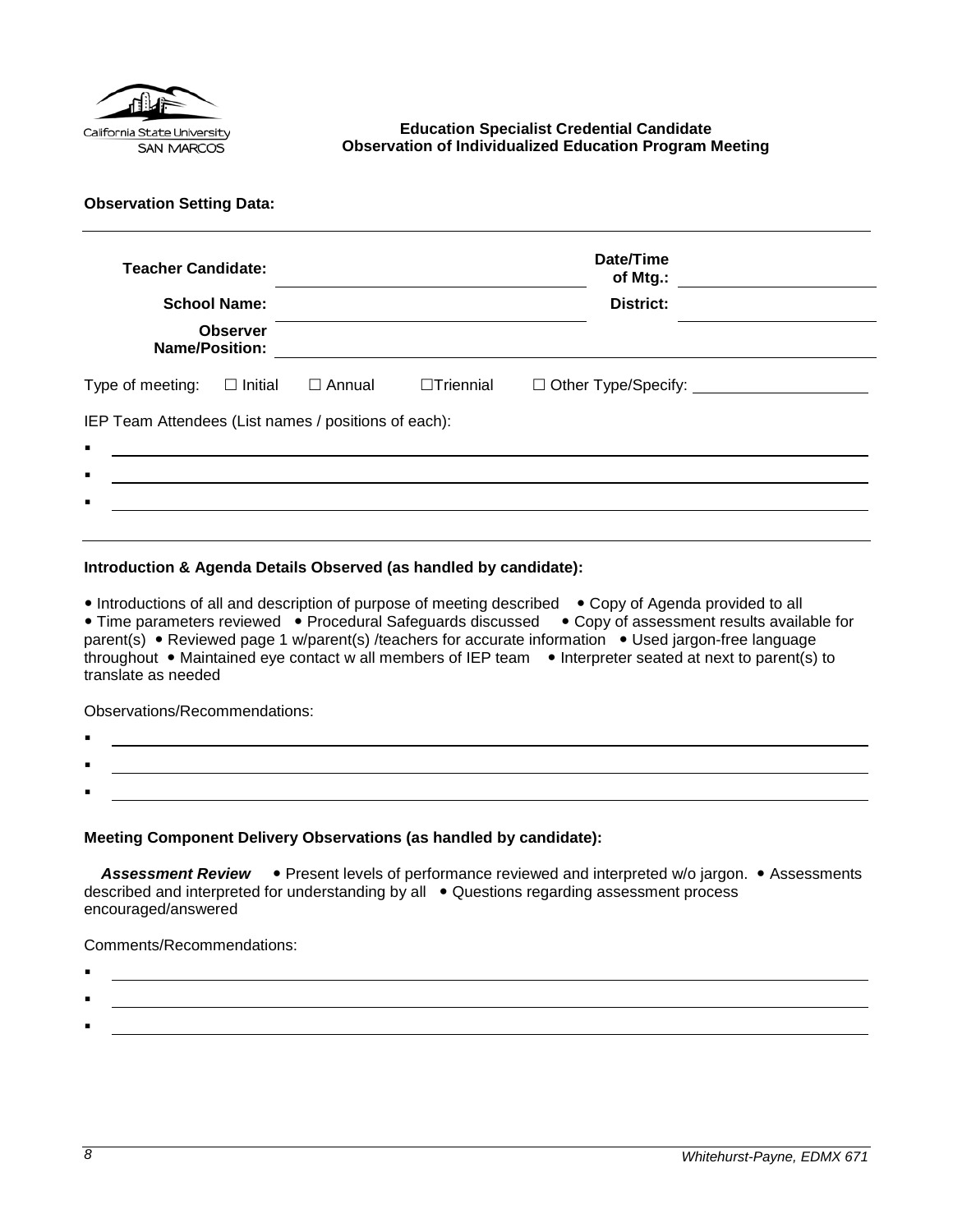California State University SAN MARCOS

**Education Specialist Credential Candidate**
**Observation of Individualized Education Program Meeting**

**Observation Setting Data:**

| | | | |
|---|---|---|---|
| **Teacher Candidate:** | | **Date/Time of Mtg.:** | |
| **School Name:** | | **District:** | |
| **Observer Name/Position:** | | | |

Type of meeting: ☐ Initial ☐ Annual ☐Triennial ☐ Other Type/Specify: ____________________

IEP Team Attendees (List names / positions of each):

- ____________________
- ____________________
- ____________________

**Introduction & Agenda Details Observed (as handled by candidate):**

• Introductions of all and description of purpose of meeting described • Copy of Agenda provided to all • Time parameters reviewed • Procedural Safeguards discussed • Copy of assessment results available for parent(s) • Reviewed page 1 w/parent(s) /teachers for accurate information • Used jargon-free language throughout • Maintained eye contact w all members of IEP team • Interpreter seated at next to parent(s) to translate as needed

Observations/Recommendations:

- ____________________
- ____________________
- ____________________

**Meeting Component Delivery Observations (as handled by candidate):**

***Assessment Review*** • Present levels of performance reviewed and interpreted w/o jargon. • Assessments described and interpreted for understanding by all • Questions regarding assessment process encouraged/answered

Comments/Recommendations:

- ____________________
- ____________________
- ____________________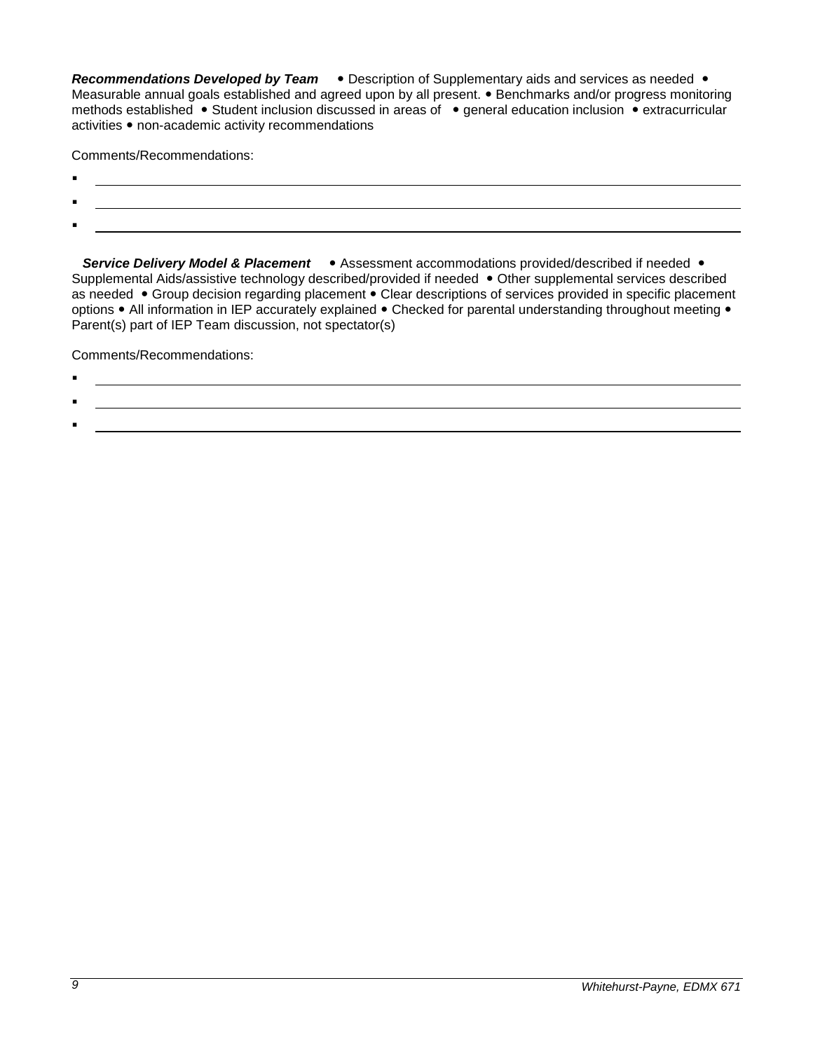***Recommendations Developed by Team*** • Description of Supplementary aids and services as needed • Measurable annual goals established and agreed upon by all present. • Benchmarks and/or progress monitoring methods established • Student inclusion discussed in areas of • general education inclusion • extracurricular activities • non-academic activity recommendations

Comments/Recommendations:

- ______________________________________________________________________
- ______________________________________________________________________
- ______________________________________________________________________

***Service Delivery Model & Placement*** • Assessment accommodations provided/described if needed • Supplemental Aids/assistive technology described/provided if needed • Other supplemental services described as needed • Group decision regarding placement • Clear descriptions of services provided in specific placement options • All information in IEP accurately explained • Checked for parental understanding throughout meeting • Parent(s) part of IEP Team discussion, not spectator(s)

Comments/Recommendations:

- ______________________________________________________________________
- ______________________________________________________________________
- ______________________________________________________________________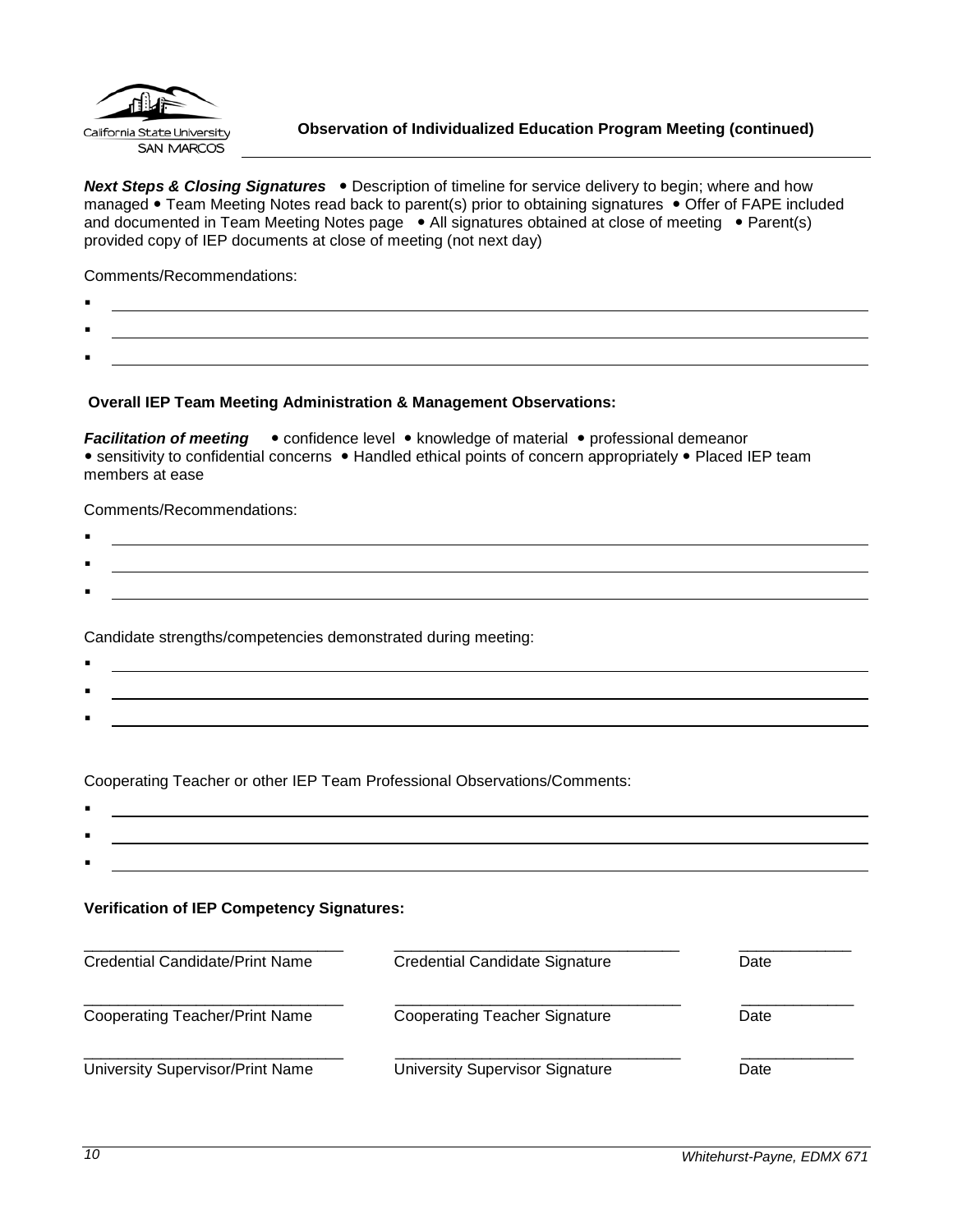**Observation of Individualized Education Program Meeting (continued)**

***Next Steps & Closing Signatures*** • Description of timeline for service delivery to begin; where and how managed • Team Meeting Notes read back to parent(s) prior to obtaining signatures • Offer of FAPE included and documented in Team Meeting Notes page • All signatures obtained at close of meeting • Parent(s) provided copy of IEP documents at close of meeting (not next day)

Comments/Recommendations:

- \_\_\_\_\_\_\_\_\_\_\_\_\_\_\_\_\_\_\_\_\_\_\_\_\_\_\_\_\_\_\_\_\_\_\_\_\_\_\_\_
- \_\_\_\_\_\_\_\_\_\_\_\_\_\_\_\_\_\_\_\_\_\_\_\_\_\_\_\_\_\_\_\_\_\_\_\_\_\_\_\_
- \_\_\_\_\_\_\_\_\_\_\_\_\_\_\_\_\_\_\_\_\_\_\_\_\_\_\_\_\_\_\_\_\_\_\_\_\_\_\_\_

**Overall IEP Team Meeting Administration & Management Observations:**

***Facilitation of meeting*** • confidence level • knowledge of material • professional demeanor • sensitivity to confidential concerns • Handled ethical points of concern appropriately • Placed IEP team members at ease

Comments/Recommendations:

- \_\_\_\_\_\_\_\_\_\_\_\_\_\_\_\_\_\_\_\_\_\_\_\_\_\_\_\_\_\_\_\_\_\_\_\_\_\_\_\_
- \_\_\_\_\_\_\_\_\_\_\_\_\_\_\_\_\_\_\_\_\_\_\_\_\_\_\_\_\_\_\_\_\_\_\_\_\_\_\_\_
- \_\_\_\_\_\_\_\_\_\_\_\_\_\_\_\_\_\_\_\_\_\_\_\_\_\_\_\_\_\_\_\_\_\_\_\_\_\_\_\_

Candidate strengths/competencies demonstrated during meeting:

- \_\_\_\_\_\_\_\_\_\_\_\_\_\_\_\_\_\_\_\_\_\_\_\_\_\_\_\_\_\_\_\_\_\_\_\_\_\_\_\_
- \_\_\_\_\_\_\_\_\_\_\_\_\_\_\_\_\_\_\_\_\_\_\_\_\_\_\_\_\_\_\_\_\_\_\_\_\_\_\_\_
- \_\_\_\_\_\_\_\_\_\_\_\_\_\_\_\_\_\_\_\_\_\_\_\_\_\_\_\_\_\_\_\_\_\_\_\_\_\_\_\_

Cooperating Teacher or other IEP Team Professional Observations/Comments:

- \_\_\_\_\_\_\_\_\_\_\_\_\_\_\_\_\_\_\_\_\_\_\_\_\_\_\_\_\_\_\_\_\_\_\_\_\_\_\_\_
- \_\_\_\_\_\_\_\_\_\_\_\_\_\_\_\_\_\_\_\_\_\_\_\_\_\_\_\_\_\_\_\_\_\_\_\_\_\_\_\_
- \_\_\_\_\_\_\_\_\_\_\_\_\_\_\_\_\_\_\_\_\_\_\_\_\_\_\_\_\_\_\_\_\_\_\_\_\_\_\_\_

**Verification of IEP Competency Signatures:**

| | | |
|---|---|---|
| \_\_\_\_\_\_\_\_\_\_\_\_\_\_\_\_\_\_\_\_\_\_\_\_ Credential Candidate/Print Name | \_\_\_\_\_\_\_\_\_\_\_\_\_\_\_\_\_\_\_\_\_\_\_\_ Credential Candidate Signature | \_\_\_\_\_\_\_\_\_\_ Date |
| \_\_\_\_\_\_\_\_\_\_\_\_\_\_\_\_\_\_\_\_\_\_\_\_ Cooperating Teacher/Print Name | \_\_\_\_\_\_\_\_\_\_\_\_\_\_\_\_\_\_\_\_\_\_\_\_ Cooperating Teacher Signature | \_\_\_\_\_\_\_\_\_\_ Date |
| \_\_\_\_\_\_\_\_\_\_\_\_\_\_\_\_\_\_\_\_\_\_\_\_ University Supervisor/Print Name | \_\_\_\_\_\_\_\_\_\_\_\_\_\_\_\_\_\_\_\_\_\_\_\_ University Supervisor Signature | \_\_\_\_\_\_\_\_\_\_ Date |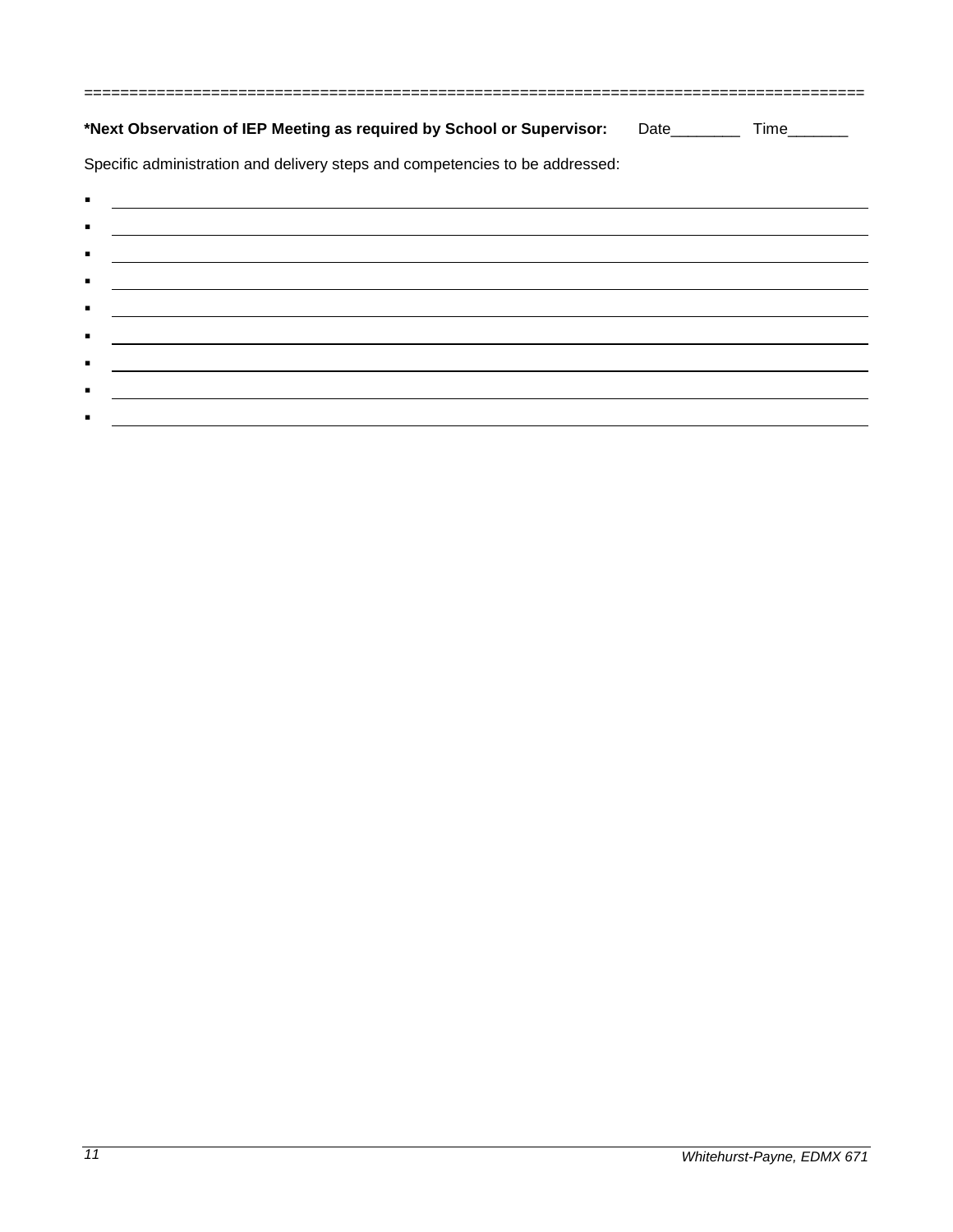==================================================================================

**\*Next Observation of IEP Meeting as required by School or Supervisor:** Date________ Time_______

Specific administration and delivery steps and competencies to be addressed:

- ____________________________________________________________________________
- ____________________________________________________________________________
- ____________________________________________________________________________
- ____________________________________________________________________________
- ____________________________________________________________________________
- ____________________________________________________________________________
- ____________________________________________________________________________
- ____________________________________________________________________________
- ____________________________________________________________________________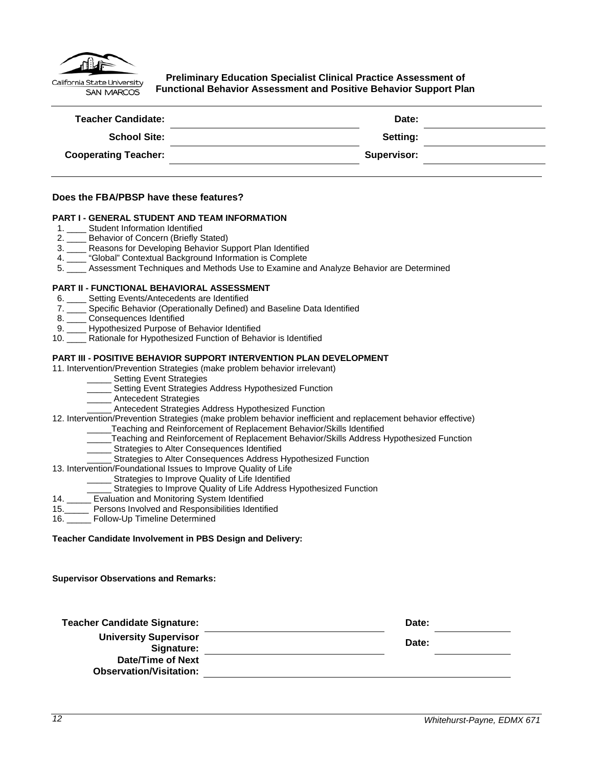California State University SAN MARCOS

**Preliminary Education Specialist Clinical Practice Assessment of Functional Behavior Assessment and Positive Behavior Support Plan**

| | | | |
|---|---|---|---|
| **Teacher Candidate:** | | **Date:** | |
| **School Site:** | | **Setting:** | |
| **Cooperating Teacher:** | | **Supervisor:** | |

### Does the FBA/PBSP have these features?

**PART I - GENERAL STUDENT AND TEAM INFORMATION**

1. ____ Student Information Identified
2. ____ Behavior of Concern (Briefly Stated)
3. ____ Reasons for Developing Behavior Support Plan Identified
4. ____ "Global" Contextual Background Information is Complete
5. ____ Assessment Techniques and Methods Use to Examine and Analyze Behavior are Determined

**PART II - FUNCTIONAL BEHAVIORAL ASSESSMENT**

6. ____ Setting Events/Antecedents are Identified
7. ____ Specific Behavior (Operationally Defined) and Baseline Data Identified
8. ____ Consequences Identified
9. ____ Hypothesized Purpose of Behavior Identified
10. ____ Rationale for Hypothesized Function of Behavior is Identified

**PART III - POSITIVE BEHAVIOR SUPPORT INTERVENTION PLAN DEVELOPMENT**

11. Intervention/Prevention Strategies (make problem behavior irrelevant)
    - _____ Setting Event Strategies
    - _____ Setting Event Strategies Address Hypothesized Function
    - _____ Antecedent Strategies
    - _____ Antecedent Strategies Address Hypothesized Function
12. Intervention/Prevention Strategies (make problem behavior inefficient and replacement behavior effective)
    - _____Teaching and Reinforcement of Replacement Behavior/Skills Identified
    - _____Teaching and Reinforcement of Replacement Behavior/Skills Address Hypothesized Function
    - _____ Strategies to Alter Consequences Identified
    - _____ Strategies to Alter Consequences Address Hypothesized Function
13. Intervention/Foundational Issues to Improve Quality of Life
    - _____ Strategies to Improve Quality of Life Identified
    - _____ Strategies to Improve Quality of Life Address Hypothesized Function
14. _____ Evaluation and Monitoring System Identified
15. _____ Persons Involved and Responsibilities Identified
16. _____ Follow-Up Timeline Determined

**Teacher Candidate Involvement in PBS Design and Delivery:**

**Supervisor Observations and Remarks:**

| | | | |
|---|---|---|---|
| **Teacher Candidate Signature:** | | **Date:** | |
| **University Supervisor Signature:** | | **Date:** | |
| **Date/Time of Next Observation/Visitation:** | | | |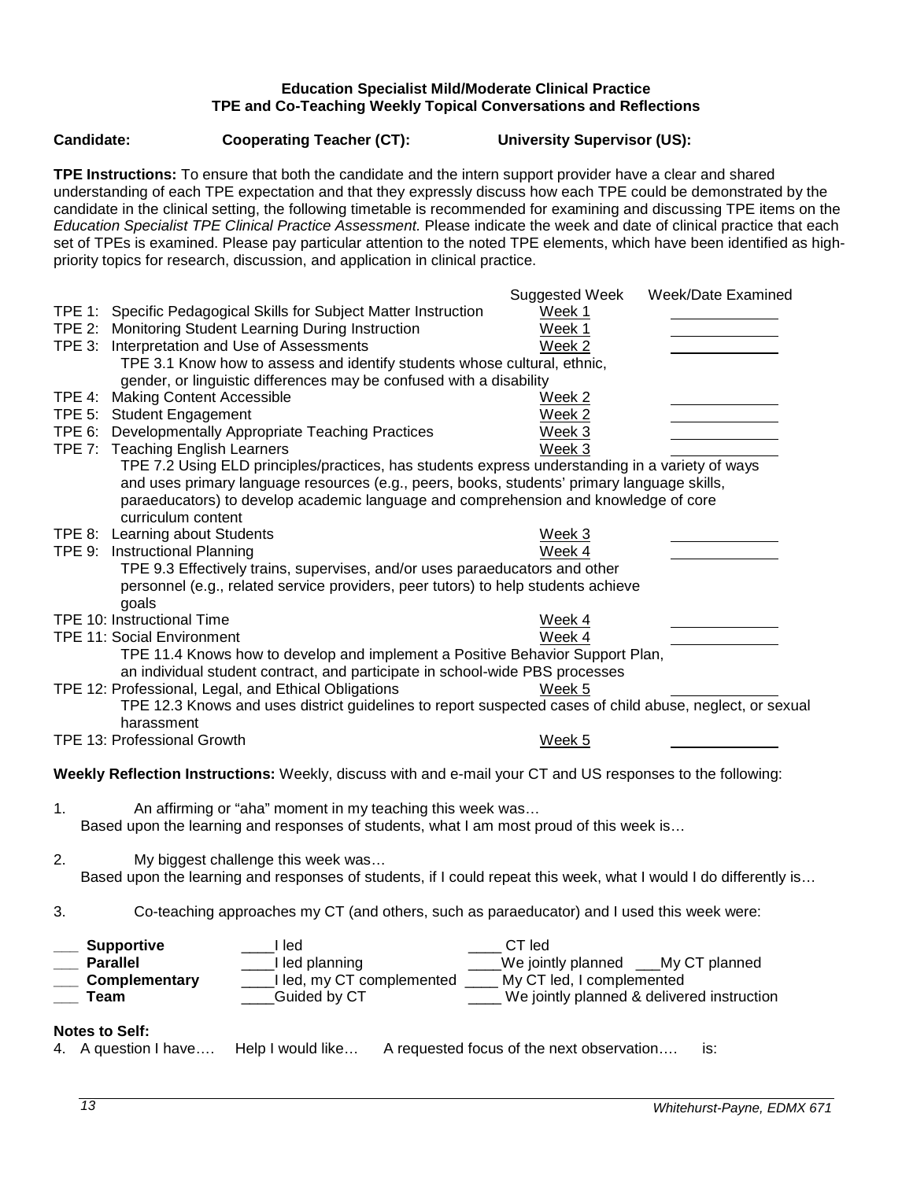**Education Specialist Mild/Moderate Clinical Practice**
**TPE and Co-Teaching Weekly Topical Conversations and Reflections**

**Candidate:** **Cooperating Teacher (CT):** **University Supervisor (US):**

**TPE Instructions:** To ensure that both the candidate and the intern support provider have a clear and shared understanding of each TPE expectation and that they expressly discuss how each TPE could be demonstrated by the candidate in the clinical setting, the following timetable is recommended for examining and discussing TPE items on the *Education Specialist TPE Clinical Practice Assessment.* Please indicate the week and date of clinical practice that each set of TPEs is examined. Please pay particular attention to the noted TPE elements, which have been identified as high-priority topics for research, discussion, and application in clinical practice.

| | Suggested Week | Week/Date Examined |
|---|---|---|
| TPE 1: Specific Pedagogical Skills for Subject Matter Instruction | Week 1 | ____________ |
| TPE 2: Monitoring Student Learning During Instruction | Week 1 | ____________ |
| TPE 3: Interpretation and Use of Assessments | Week 2 | ____________ |
| TPE 3.1 Know how to assess and identify students whose cultural, ethnic, gender, or linguistic differences may be confused with a disability | | |
| TPE 4: Making Content Accessible | Week 2 | ____________ |
| TPE 5: Student Engagement | Week 2 | ____________ |
| TPE 6: Developmentally Appropriate Teaching Practices | Week 3 | ____________ |
| TPE 7: Teaching English Learners | Week 3 | ____________ |
| TPE 7.2 Using ELD principles/practices, has students express understanding in a variety of ways and uses primary language resources (e.g., peers, books, students' primary language skills, paraeducators) to develop academic language and comprehension and knowledge of core curriculum content | | |
| TPE 8: Learning about Students | Week 3 | ____________ |
| TPE 9: Instructional Planning | Week 4 | ____________ |
| TPE 9.3 Effectively trains, supervises, and/or uses paraeducators and other personnel (e.g., related service providers, peer tutors) to help students achieve goals | | |
| TPE 10: Instructional Time | Week 4 | ____________ |
| TPE 11: Social Environment | Week 4 | ____________ |
| TPE 11.4 Knows how to develop and implement a Positive Behavior Support Plan, an individual student contract, and participate in school-wide PBS processes | | |
| TPE 12: Professional, Legal, and Ethical Obligations | Week 5 | ____________ |
| TPE 12.3 Knows and uses district guidelines to report suspected cases of child abuse, neglect, or sexual harassment | | |
| TPE 13: Professional Growth | Week 5 | ____________ |

**Weekly Reflection Instructions:** Weekly, discuss with and e-mail your CT and US responses to the following:

1. An affirming or "aha" moment in my teaching this week was…
   Based upon the learning and responses of students, what I am most proud of this week is…

2. My biggest challenge this week was…
   Based upon the learning and responses of students, if I could repeat this week, what I would I do differently is…

3. Co-teaching approaches my CT (and others, such as paraeducator) and I used this week were:

| | | |
|---|---|---|
| ___ **Supportive** | ____I led | ____ CT led |
| ___ **Parallel** | ____I led planning | ____We jointly planned ___My CT planned |
| ___ **Complementary** | ____I led, my CT complemented | ____ My CT led, I complemented |
| ___ **Team** | ____Guided by CT | ____ We jointly planned & delivered instruction |

**Notes to Self:**

4. A question I have…. Help I would like… A requested focus of the next observation…. is: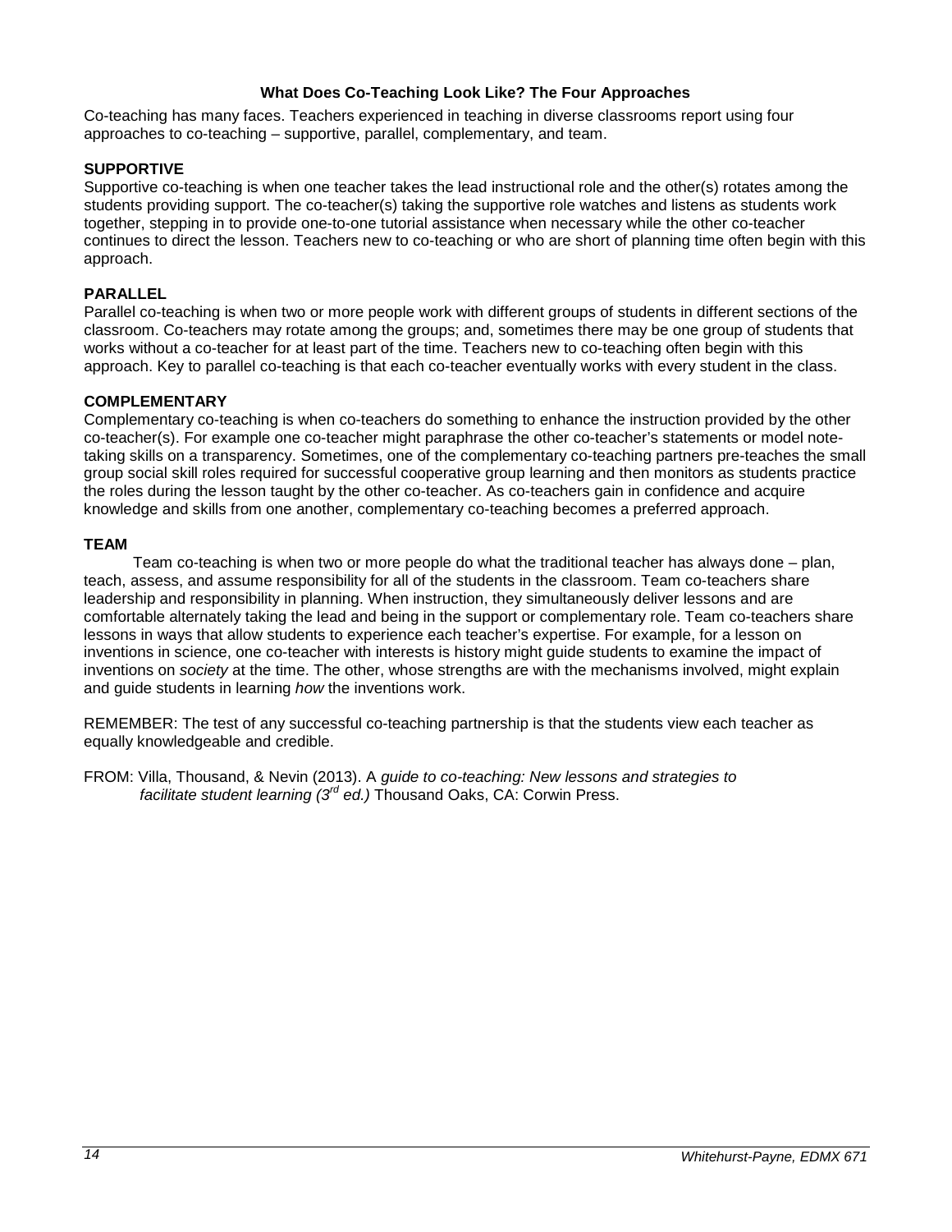## What Does Co-Teaching Look Like? The Four Approaches

Co-teaching has many faces. Teachers experienced in teaching in diverse classrooms report using four approaches to co-teaching – supportive, parallel, complementary, and team.

### SUPPORTIVE

Supportive co-teaching is when one teacher takes the lead instructional role and the other(s) rotates among the students providing support. The co-teacher(s) taking the supportive role watches and listens as students work together, stepping in to provide one-to-one tutorial assistance when necessary while the other co-teacher continues to direct the lesson. Teachers new to co-teaching or who are short of planning time often begin with this approach.

### PARALLEL

Parallel co-teaching is when two or more people work with different groups of students in different sections of the classroom. Co-teachers may rotate among the groups; and, sometimes there may be one group of students that works without a co-teacher for at least part of the time. Teachers new to co-teaching often begin with this approach. Key to parallel co-teaching is that each co-teacher eventually works with every student in the class.

### COMPLEMENTARY

Complementary co-teaching is when co-teachers do something to enhance the instruction provided by the other co-teacher(s). For example one co-teacher might paraphrase the other co-teacher's statements or model note-taking skills on a transparency. Sometimes, one of the complementary co-teaching partners pre-teaches the small group social skill roles required for successful cooperative group learning and then monitors as students practice the roles during the lesson taught by the other co-teacher. As co-teachers gain in confidence and acquire knowledge and skills from one another, complementary co-teaching becomes a preferred approach.

### TEAM

Team co-teaching is when two or more people do what the traditional teacher has always done – plan, teach, assess, and assume responsibility for all of the students in the classroom. Team co-teachers share leadership and responsibility in planning. When instruction, they simultaneously deliver lessons and are comfortable alternately taking the lead and being in the support or complementary role. Team co-teachers share lessons in ways that allow students to experience each teacher's expertise. For example, for a lesson on inventions in science, one co-teacher with interests is history might guide students to examine the impact of inventions on *society* at the time. The other, whose strengths are with the mechanisms involved, might explain and guide students in learning *how* the inventions work.

REMEMBER: The test of any successful co-teaching partnership is that the students view each teacher as equally knowledgeable and credible.

FROM: Villa, Thousand, & Nevin (2013). A *guide to co-teaching: New lessons and strategies to facilitate student learning (3rd ed.)* Thousand Oaks, CA: Corwin Press.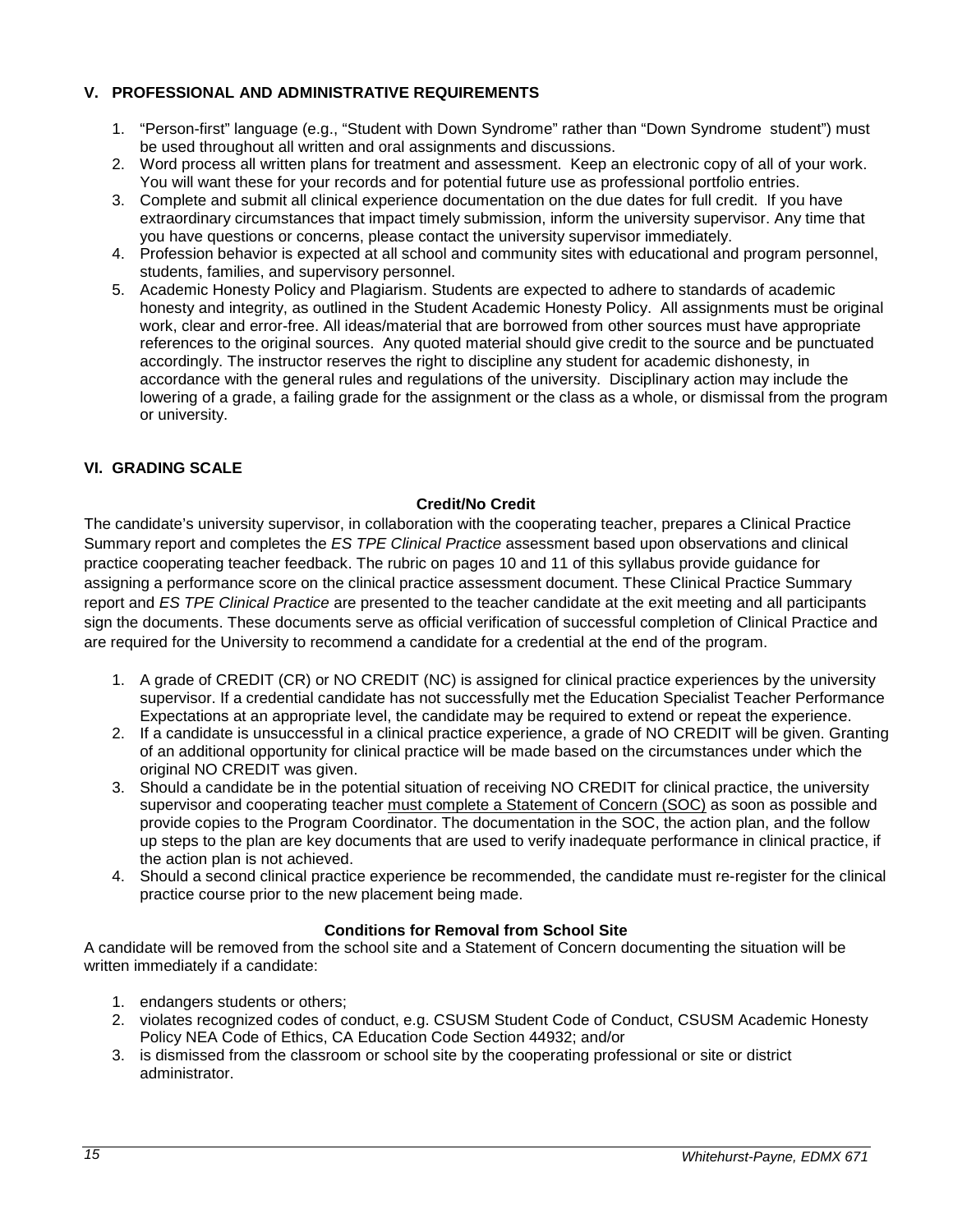## V. PROFESSIONAL AND ADMINISTRATIVE REQUIREMENTS

1. "Person-first" language (e.g., "Student with Down Syndrome" rather than "Down Syndrome student") must be used throughout all written and oral assignments and discussions.
2. Word process all written plans for treatment and assessment. Keep an electronic copy of all of your work. You will want these for your records and for potential future use as professional portfolio entries.
3. Complete and submit all clinical experience documentation on the due dates for full credit. If you have extraordinary circumstances that impact timely submission, inform the university supervisor. Any time that you have questions or concerns, please contact the university supervisor immediately.
4. Profession behavior is expected at all school and community sites with educational and program personnel, students, families, and supervisory personnel.
5. Academic Honesty Policy and Plagiarism. Students are expected to adhere to standards of academic honesty and integrity, as outlined in the Student Academic Honesty Policy. All assignments must be original work, clear and error-free. All ideas/material that are borrowed from other sources must have appropriate references to the original sources. Any quoted material should give credit to the source and be punctuated accordingly. The instructor reserves the right to discipline any student for academic dishonesty, in accordance with the general rules and regulations of the university. Disciplinary action may include the lowering of a grade, a failing grade for the assignment or the class as a whole, or dismissal from the program or university.

## VI. GRADING SCALE

### Credit/No Credit

The candidate's university supervisor, in collaboration with the cooperating teacher, prepares a Clinical Practice Summary report and completes the *ES TPE Clinical Practice* assessment based upon observations and clinical practice cooperating teacher feedback. The rubric on pages 10 and 11 of this syllabus provide guidance for assigning a performance score on the clinical practice assessment document. These Clinical Practice Summary report and *ES TPE Clinical Practice* are presented to the teacher candidate at the exit meeting and all participants sign the documents. These documents serve as official verification of successful completion of Clinical Practice and are required for the University to recommend a candidate for a credential at the end of the program.

1. A grade of CREDIT (CR) or NO CREDIT (NC) is assigned for clinical practice experiences by the university supervisor. If a credential candidate has not successfully met the Education Specialist Teacher Performance Expectations at an appropriate level, the candidate may be required to extend or repeat the experience.
2. If a candidate is unsuccessful in a clinical practice experience, a grade of NO CREDIT will be given. Granting of an additional opportunity for clinical practice will be made based on the circumstances under which the original NO CREDIT was given.
3. Should a candidate be in the potential situation of receiving NO CREDIT for clinical practice, the university supervisor and cooperating teacher must complete a Statement of Concern (SOC) as soon as possible and provide copies to the Program Coordinator. The documentation in the SOC, the action plan, and the follow up steps to the plan are key documents that are used to verify inadequate performance in clinical practice, if the action plan is not achieved.
4. Should a second clinical practice experience be recommended, the candidate must re-register for the clinical practice course prior to the new placement being made.

### Conditions for Removal from School Site

A candidate will be removed from the school site and a Statement of Concern documenting the situation will be written immediately if a candidate:

1. endangers students or others;
2. violates recognized codes of conduct, e.g. CSUSM Student Code of Conduct, CSUSM Academic Honesty Policy NEA Code of Ethics, CA Education Code Section 44932; and/or
3. is dismissed from the classroom or school site by the cooperating professional or site or district administrator.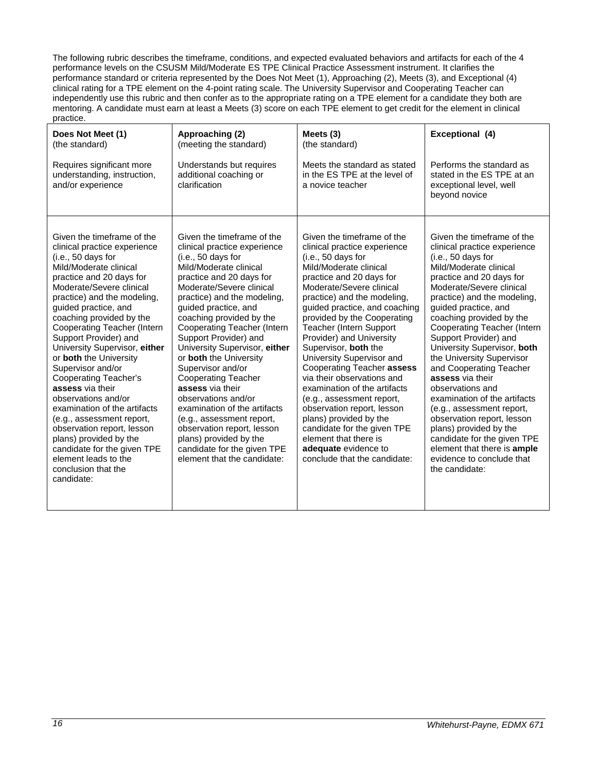The following rubric describes the timeframe, conditions, and expected evaluated behaviors and artifacts for each of the 4 performance levels on the CSUSM Mild/Moderate ES TPE Clinical Practice Assessment instrument. It clarifies the performance standard or criteria represented by the Does Not Meet (1), Approaching (2), Meets (3), and Exceptional (4) clinical rating for a TPE element on the 4-point rating scale. The University Supervisor and Cooperating Teacher can independently use this rubric and then confer as to the appropriate rating on a TPE element for a candidate they both are mentoring. A candidate must earn at least a Meets (3) score on each TPE element to get credit for the element in clinical practice.

| **Does Not Meet (1)** (the standard)<br><br>Requires significant more understanding, instruction, and/or experience | **Approaching (2)** (meeting the standard)<br><br>Understands but requires additional coaching or clarification | **Meets (3)** (the standard)<br><br>Meets the standard as stated in the ES TPE at the level of a novice teacher | **Exceptional (4)**<br><br>Performs the standard as stated in the ES TPE at an exceptional level, well beyond novice |
|---|---|---|---|
| Given the timeframe of the clinical practice experience (i.e., 50 days for Mild/Moderate clinical practice and 20 days for Moderate/Severe clinical practice) and the modeling, guided practice, and coaching provided by the Cooperating Teacher (Intern Support Provider) and University Supervisor, **either** or **both** the University Supervisor and/or Cooperating Teacher's **assess** via their observations and/or examination of the artifacts (e.g., assessment report, observation report, lesson plans) provided by the candidate for the given TPE element leads to the conclusion that the candidate: | Given the timeframe of the clinical practice experience (i.e., 50 days for Mild/Moderate clinical practice and 20 days for Moderate/Severe clinical practice) and the modeling, guided practice, and coaching provided by the Cooperating Teacher (Intern Support Provider) and University Supervisor, **either** or **both** the University Supervisor and/or Cooperating Teacher **assess** via their observations and/or examination of the artifacts (e.g., assessment report, observation report, lesson plans) provided by the candidate for the given TPE element that the candidate: | Given the timeframe of the clinical practice experience (i.e., 50 days for Mild/Moderate clinical practice and 20 days for Moderate/Severe clinical practice) and the modeling, guided practice, and coaching provided by the Cooperating Teacher (Intern Support Provider) and University Supervisor, **both** the University Supervisor and Cooperating Teacher **assess** via their observations and examination of the artifacts (e.g., assessment report, observation report, lesson plans) provided by the candidate for the given TPE element that there is **adequate** evidence to conclude that the candidate: | Given the timeframe of the clinical practice experience (i.e., 50 days for Mild/Moderate clinical practice and 20 days for Moderate/Severe clinical practice) and the modeling, guided practice, and coaching provided by the Cooperating Teacher (Intern Support Provider) and University Supervisor, **both** the University Supervisor and Cooperating Teacher **assess** via their observations and examination of the artifacts (e.g., assessment report, observation report, lesson plans) provided by the candidate for the given TPE element that there is **ample** evidence to conclude that the candidate: |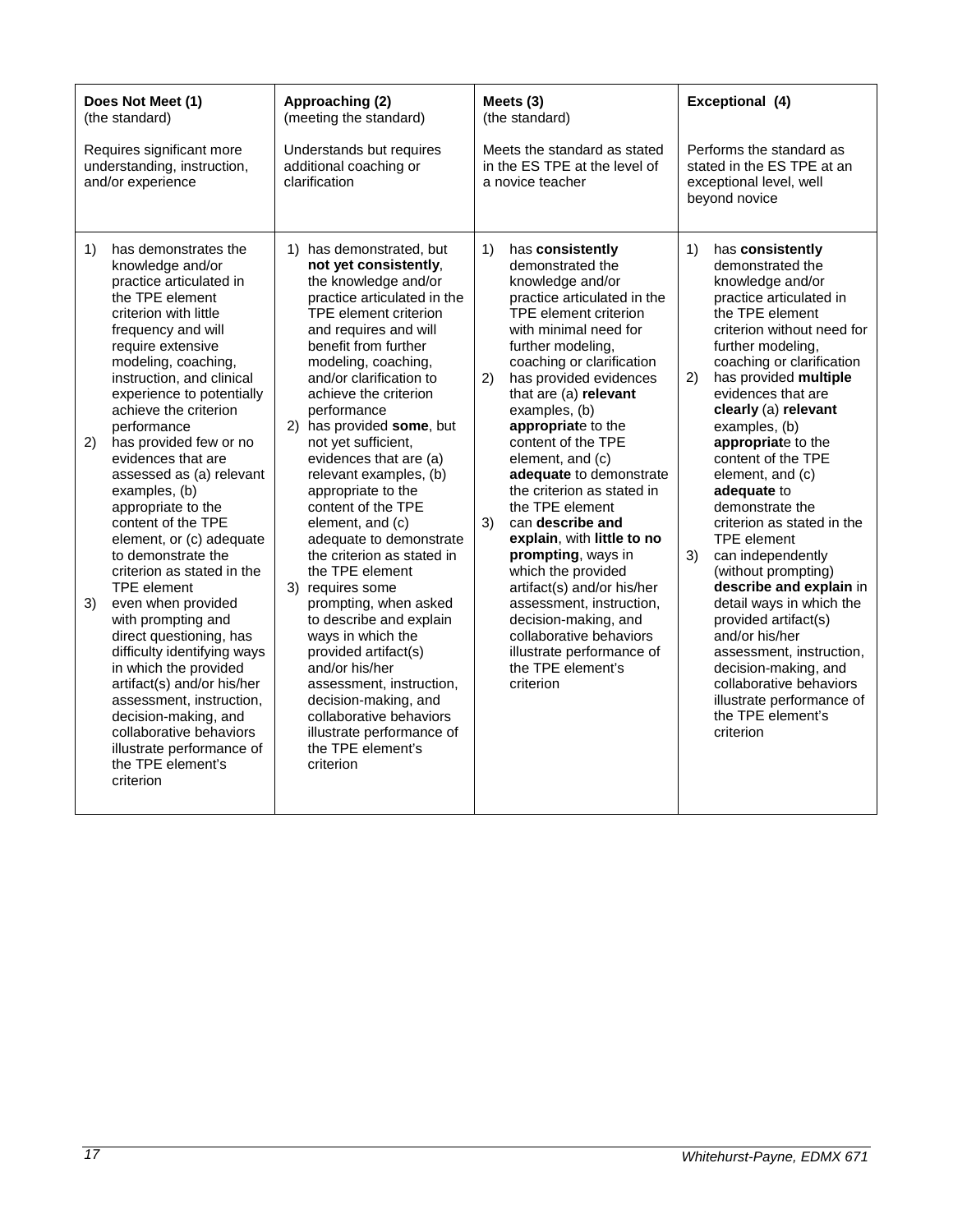| **Does Not Meet (1)** (the standard)<br><br>Requires significant more understanding, instruction, and/or experience | **Approaching (2)** (meeting the standard)<br><br>Understands but requires additional coaching or clarification | **Meets (3)** (the standard)<br><br>Meets the standard as stated in the ES TPE at the level of a novice teacher | **Exceptional (4)**<br><br>Performs the standard as stated in the ES TPE at an exceptional level, well beyond novice |
|---|---|---|---|
| 1) has demonstrates the knowledge and/or practice articulated in the TPE element criterion with little frequency and will require extensive modeling, coaching, instruction, and clinical experience to potentially achieve the criterion performance<br>2) has provided few or no evidences that are assessed as (a) relevant examples, (b) appropriate to the content of the TPE element, or (c) adequate to demonstrate the criterion as stated in the TPE element<br>3) even when provided with prompting and direct questioning, has difficulty identifying ways in which the provided artifact(s) and/or his/her assessment, instruction, decision-making, and collaborative behaviors illustrate performance of the TPE element's criterion | 1) has demonstrated, but **not yet consistently**, the knowledge and/or practice articulated in the TPE element criterion and requires and will benefit from further modeling, coaching, and/or clarification to achieve the criterion performance<br>2) has provided **some**, but not yet sufficient, evidences that are (a) relevant examples, (b) appropriate to the content of the TPE element, and (c) adequate to demonstrate the criterion as stated in the TPE element<br>3) requires some prompting, when asked to describe and explain ways in which the provided artifact(s) and/or his/her assessment, instruction, decision-making, and collaborative behaviors illustrate performance of the TPE element's criterion | 1) has **consistently** demonstrated the knowledge and/or practice articulated in the TPE element criterion with minimal need for further modeling, coaching or clarification<br>2) has provided evidences that are (a) **relevant** examples, (b) **appropriat**e to the content of the TPE element, and (c) **adequate** to demonstrate the criterion as stated in the TPE element<br>3) can **describe and explain**, with **little to no prompting**, ways in which the provided artifact(s) and/or his/her assessment, instruction, decision-making, and collaborative behaviors illustrate performance of the TPE element's criterion | 1) has **consistently** demonstrated the knowledge and/or practice articulated in the TPE element criterion without need for further modeling, coaching or clarification<br>2) has provided **multiple** evidences that are **clearly** (a) **relevant** examples, (b) **appropriat**e to the content of the TPE element, and (c) **adequate** to demonstrate the criterion as stated in the TPE element<br>3) can independently (without prompting) **describe and explain** in detail ways in which the provided artifact(s) and/or his/her assessment, instruction, decision-making, and collaborative behaviors illustrate performance of the TPE element's criterion |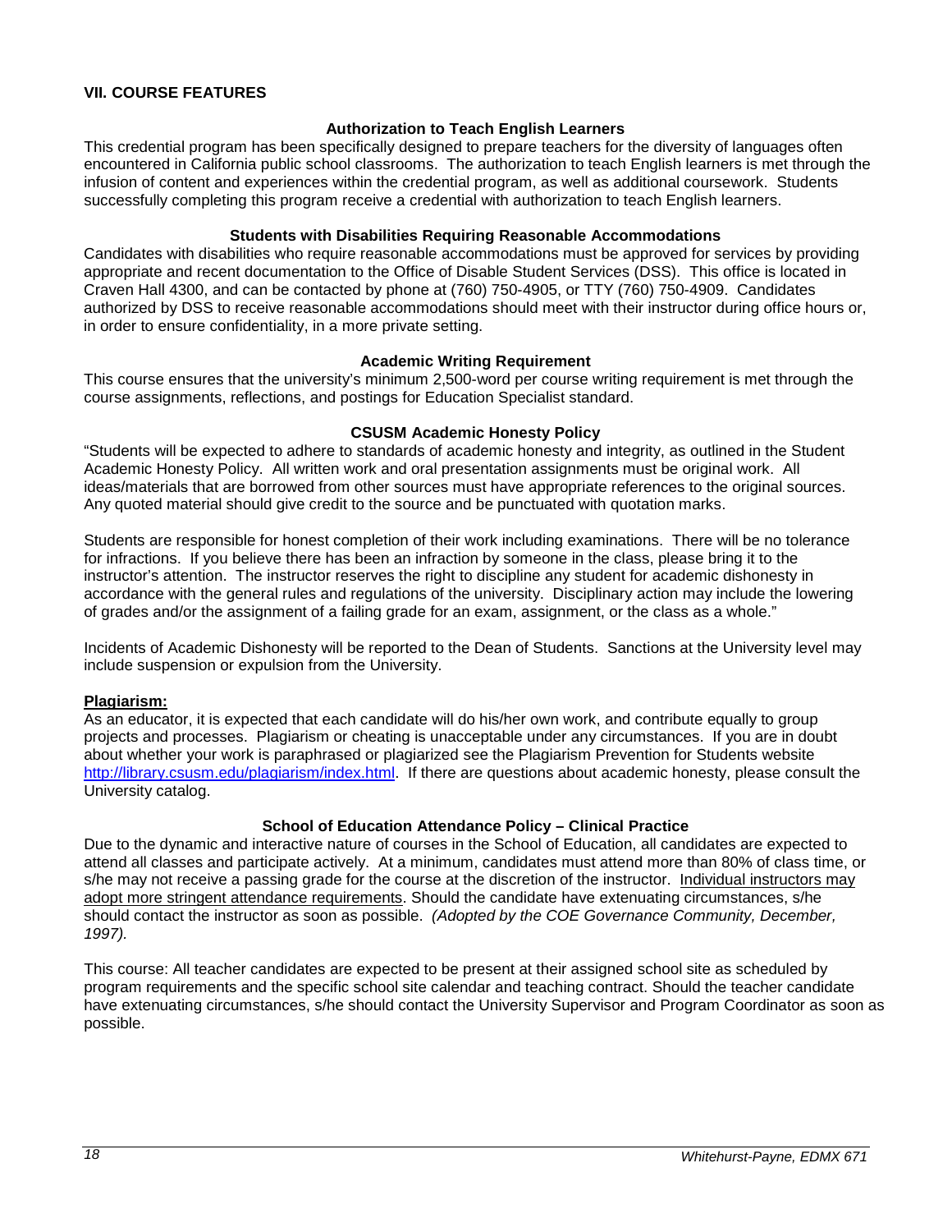## VII. COURSE FEATURES

### Authorization to Teach English Learners

This credential program has been specifically designed to prepare teachers for the diversity of languages often encountered in California public school classrooms. The authorization to teach English learners is met through the infusion of content and experiences within the credential program, as well as additional coursework. Students successfully completing this program receive a credential with authorization to teach English learners.

### Students with Disabilities Requiring Reasonable Accommodations

Candidates with disabilities who require reasonable accommodations must be approved for services by providing appropriate and recent documentation to the Office of Disable Student Services (DSS). This office is located in Craven Hall 4300, and can be contacted by phone at (760) 750-4905, or TTY (760) 750-4909. Candidates authorized by DSS to receive reasonable accommodations should meet with their instructor during office hours or, in order to ensure confidentiality, in a more private setting.

### Academic Writing Requirement

This course ensures that the university's minimum 2,500-word per course writing requirement is met through the course assignments, reflections, and postings for Education Specialist standard.

### CSUSM Academic Honesty Policy

"Students will be expected to adhere to standards of academic honesty and integrity, as outlined in the Student Academic Honesty Policy. All written work and oral presentation assignments must be original work. All ideas/materials that are borrowed from other sources must have appropriate references to the original sources. Any quoted material should give credit to the source and be punctuated with quotation marks.

Students are responsible for honest completion of their work including examinations. There will be no tolerance for infractions. If you believe there has been an infraction by someone in the class, please bring it to the instructor's attention. The instructor reserves the right to discipline any student for academic dishonesty in accordance with the general rules and regulations of the university. Disciplinary action may include the lowering of grades and/or the assignment of a failing grade for an exam, assignment, or the class as a whole."

Incidents of Academic Dishonesty will be reported to the Dean of Students. Sanctions at the University level may include suspension or expulsion from the University.

**Plagiarism:**

As an educator, it is expected that each candidate will do his/her own work, and contribute equally to group projects and processes. Plagiarism or cheating is unacceptable under any circumstances. If you are in doubt about whether your work is paraphrased or plagiarized see the Plagiarism Prevention for Students website http://library.csusm.edu/plagiarism/index.html. If there are questions about academic honesty, please consult the University catalog.

### School of Education Attendance Policy – Clinical Practice

Due to the dynamic and interactive nature of courses in the School of Education, all candidates are expected to attend all classes and participate actively. At a minimum, candidates must attend more than 80% of class time, or s/he may not receive a passing grade for the course at the discretion of the instructor. Individual instructors may adopt more stringent attendance requirements. Should the candidate have extenuating circumstances, s/he should contact the instructor as soon as possible. *(Adopted by the COE Governance Community, December, 1997).*

This course: All teacher candidates are expected to be present at their assigned school site as scheduled by program requirements and the specific school site calendar and teaching contract. Should the teacher candidate have extenuating circumstances, s/he should contact the University Supervisor and Program Coordinator as soon as possible.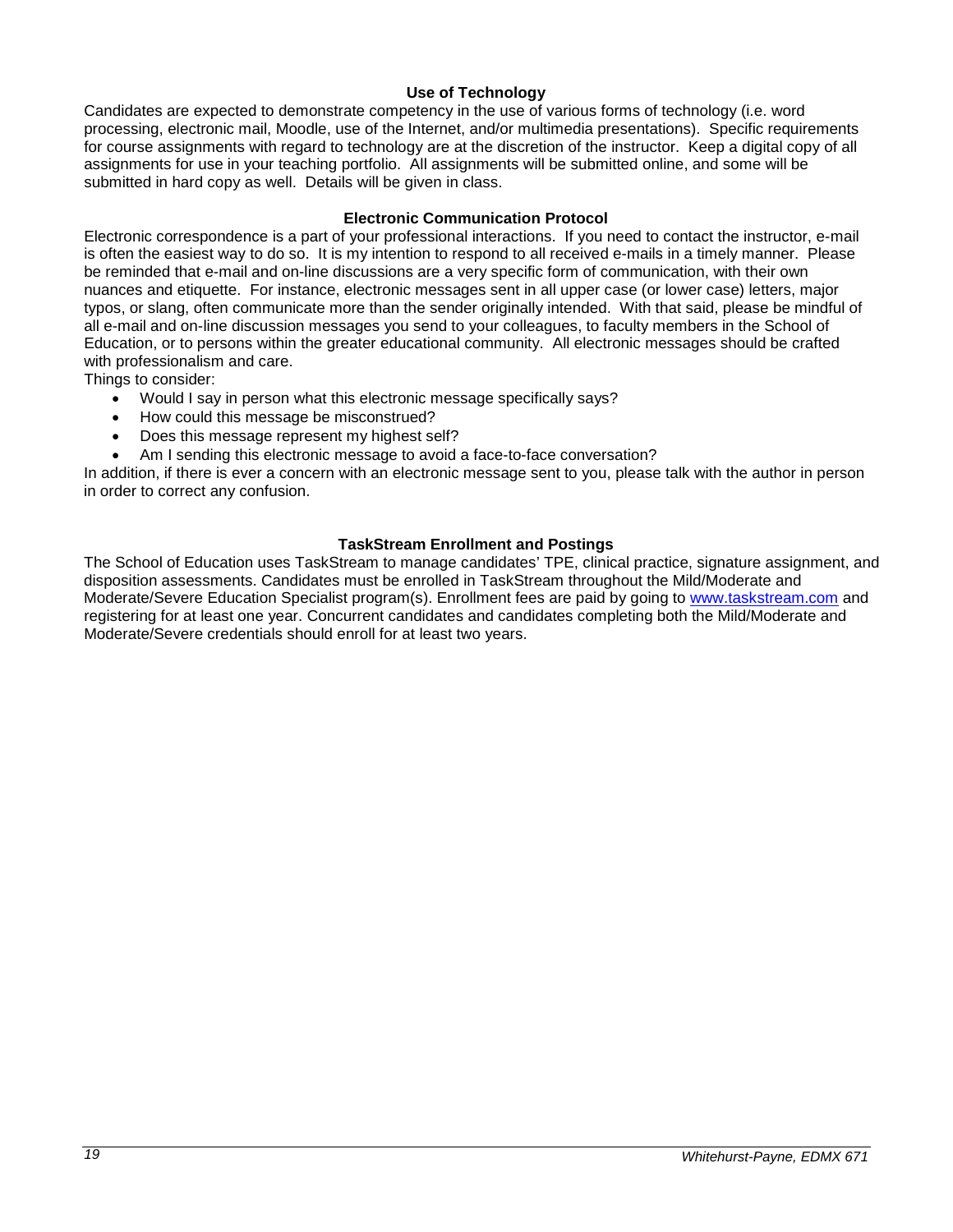### Use of Technology

Candidates are expected to demonstrate competency in the use of various forms of technology (i.e. word processing, electronic mail, Moodle, use of the Internet, and/or multimedia presentations). Specific requirements for course assignments with regard to technology are at the discretion of the instructor. Keep a digital copy of all assignments for use in your teaching portfolio. All assignments will be submitted online, and some will be submitted in hard copy as well. Details will be given in class.

### Electronic Communication Protocol

Electronic correspondence is a part of your professional interactions. If you need to contact the instructor, e-mail is often the easiest way to do so. It is my intention to respond to all received e-mails in a timely manner. Please be reminded that e-mail and on-line discussions are a very specific form of communication, with their own nuances and etiquette. For instance, electronic messages sent in all upper case (or lower case) letters, major typos, or slang, often communicate more than the sender originally intended. With that said, please be mindful of all e-mail and on-line discussion messages you send to your colleagues, to faculty members in the School of Education, or to persons within the greater educational community. All electronic messages should be crafted with professionalism and care.

Things to consider:

- Would I say in person what this electronic message specifically says?
- How could this message be misconstrued?
- Does this message represent my highest self?
- Am I sending this electronic message to avoid a face-to-face conversation?

In addition, if there is ever a concern with an electronic message sent to you, please talk with the author in person in order to correct any confusion.

### TaskStream Enrollment and Postings

The School of Education uses TaskStream to manage candidates' TPE, clinical practice, signature assignment, and disposition assessments. Candidates must be enrolled in TaskStream throughout the Mild/Moderate and Moderate/Severe Education Specialist program(s). Enrollment fees are paid by going to [www.taskstream.com](http://www.taskstream.com) and registering for at least one year. Concurrent candidates and candidates completing both the Mild/Moderate and Moderate/Severe credentials should enroll for at least two years.